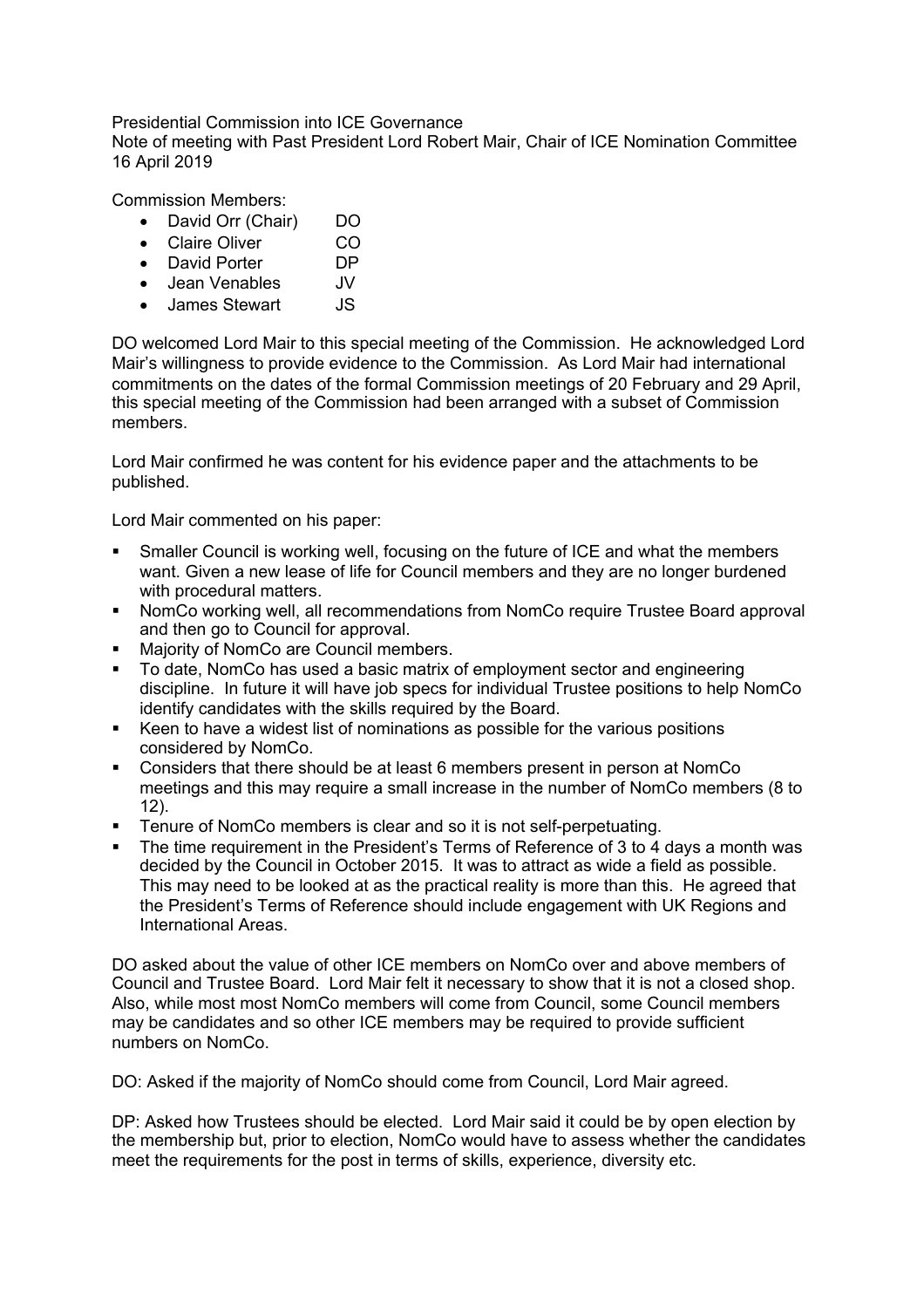Presidential Commission into ICE Governance
Note of meeting with Past President Lord Robert Mair, Chair of ICE Nomination Committee
16 April 2019

Commission Members:

- David Orr (Chair) DO
- Claire Oliver CO
- David Porter DP
- Jean Venables JV
- James Stewart JS

DO welcomed Lord Mair to this special meeting of the Commission. He acknowledged Lord Mair's willingness to provide evidence to the Commission. As Lord Mair had international commitments on the dates of the formal Commission meetings of 20 February and 29 April, this special meeting of the Commission had been arranged with a subset of Commission members.

Lord Mair confirmed he was content for his evidence paper and the attachments to be published.

Lord Mair commented on his paper:

- Smaller Council is working well, focusing on the future of ICE and what the members want. Given a new lease of life for Council members and they are no longer burdened with procedural matters.
- NomCo working well, all recommendations from NomCo require Trustee Board approval and then go to Council for approval.
- Majority of NomCo are Council members.
- To date, NomCo has used a basic matrix of employment sector and engineering discipline. In future it will have job specs for individual Trustee positions to help NomCo identify candidates with the skills required by the Board.
- Keen to have a widest list of nominations as possible for the various positions considered by NomCo.
- Considers that there should be at least 6 members present in person at NomCo meetings and this may require a small increase in the number of NomCo members (8 to 12).
- Tenure of NomCo members is clear and so it is not self-perpetuating.
- The time requirement in the President's Terms of Reference of 3 to 4 days a month was decided by the Council in October 2015. It was to attract as wide a field as possible. This may need to be looked at as the practical reality is more than this. He agreed that the President's Terms of Reference should include engagement with UK Regions and International Areas.

DO asked about the value of other ICE members on NomCo over and above members of Council and Trustee Board. Lord Mair felt it necessary to show that it is not a closed shop. Also, while most most NomCo members will come from Council, some Council members may be candidates and so other ICE members may be required to provide sufficient numbers on NomCo.

DO: Asked if the majority of NomCo should come from Council, Lord Mair agreed.

DP: Asked how Trustees should be elected. Lord Mair said it could be by open election by the membership but, prior to election, NomCo would have to assess whether the candidates meet the requirements for the post in terms of skills, experience, diversity etc.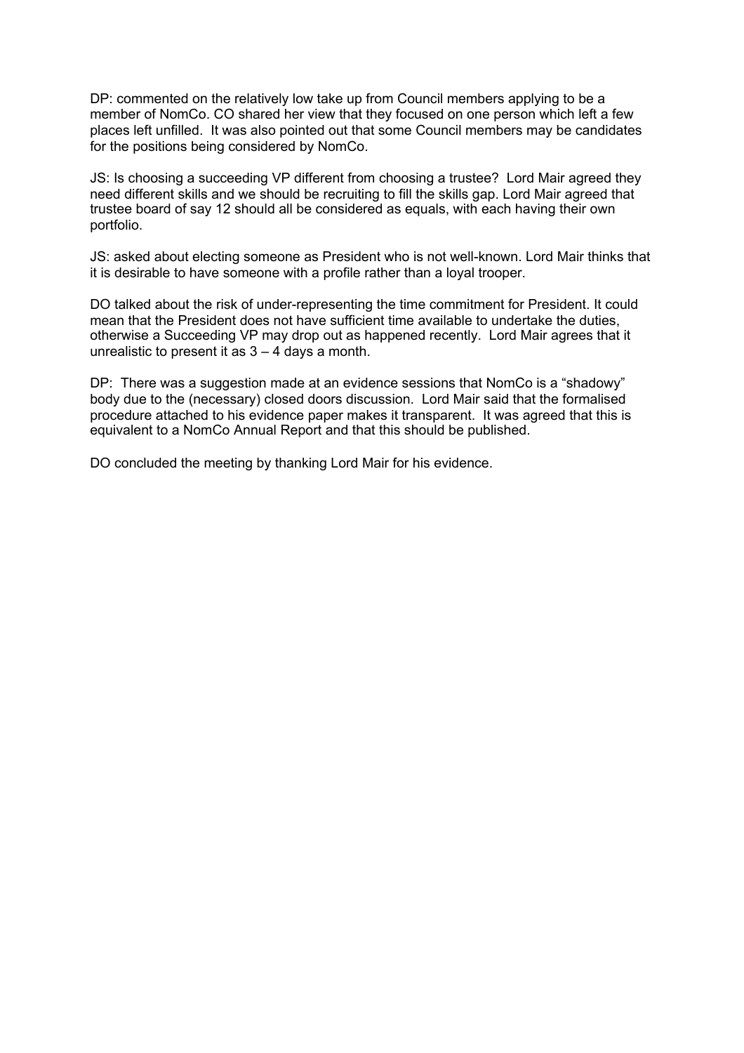DP: commented on the relatively low take up from Council members applying to be a member of NomCo. CO shared her view that they focused on one person which left a few places left unfilled. It was also pointed out that some Council members may be candidates for the positions being considered by NomCo.

JS: Is choosing a succeeding VP different from choosing a trustee? Lord Mair agreed they need different skills and we should be recruiting to fill the skills gap. Lord Mair agreed that trustee board of say 12 should all be considered as equals, with each having their own portfolio.

JS: asked about electing someone as President who is not well-known. Lord Mair thinks that it is desirable to have someone with a profile rather than a loyal trooper.

DO talked about the risk of under-representing the time commitment for President. It could mean that the President does not have sufficient time available to undertake the duties, otherwise a Succeeding VP may drop out as happened recently. Lord Mair agrees that it unrealistic to present it as 3 – 4 days a month.

DP: There was a suggestion made at an evidence sessions that NomCo is a "shadowy" body due to the (necessary) closed doors discussion. Lord Mair said that the formalised procedure attached to his evidence paper makes it transparent. It was agreed that this is equivalent to a NomCo Annual Report and that this should be published.

DO concluded the meeting by thanking Lord Mair for his evidence.